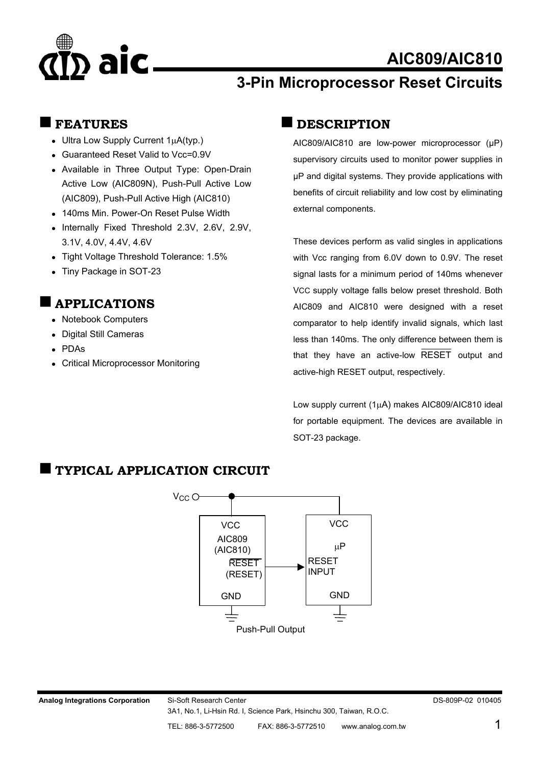# AIC809/AIC810

## 3-Pin Microprocessor Reset Circuits

## FEATURES

- Ultra Low Supply Current 1μA(typ.)
- Guaranteed Reset Valid to Vcc=0.9V
- Available in Three Output Type: Open-Drain Active Low (AIC809N), Push-Pull Active Low (AIC809), Push-Pull Active High (AIC810)
- 140ms Min. Power-On Reset Pulse Width
- Internally Fixed Threshold 2.3V, 2.6V, 2.9V, 3.1V, 4.0V, 4.4V, 4.6V
- Tight Voltage Threshold Tolerance: 1.5%
- Tiny Package in SOT-23

## APPLICATIONS

- Notebook Computers
- Digital Still Cameras
- PDAs
- Critical Microprocessor Monitoring

## DESCRIPTION

AIC809/AIC810 are low-power microprocessor (μP) supervisory circuits used to monitor power supplies in μP and digital systems. They provide applications with benefits of circuit reliability and low cost by eliminating external components.

These devices perform as valid singles in applications with Vcc ranging from 6.0V down to 0.9V. The reset signal lasts for a minimum period of 140ms whenever VCC supply voltage falls below preset threshold. Both AIC809 and AIC810 were designed with a reset comparator to help identify invalid signals, which last less than 140ms. The only difference between them is that they have an active-low $\overline{\text{RESET}}$ output and active-high RESET output, respectively.

Low supply current (1μA) makes AIC809/AIC810 ideal for portable equipment. The devices are available in SOT-23 package.

## TYPICAL APPLICATION CIRCUIT

$V_{CC}$

VCC
AIC809
(AIC810)
$\overline{\text{RESET}}$
(RESET)
GND

VCC
μP
RESET INPUT
GND

Push-Pull Output

Analog Integrations Corporation Si-Soft Research Center DS-809P-02 010405
3A1, No.1, Li-Hsin Rd. I, Science Park, Hsinchu 300, Taiwan, R.O.C.
TEL: 886-3-5772500 FAX: 886-3-5772510 www.analog.com.tw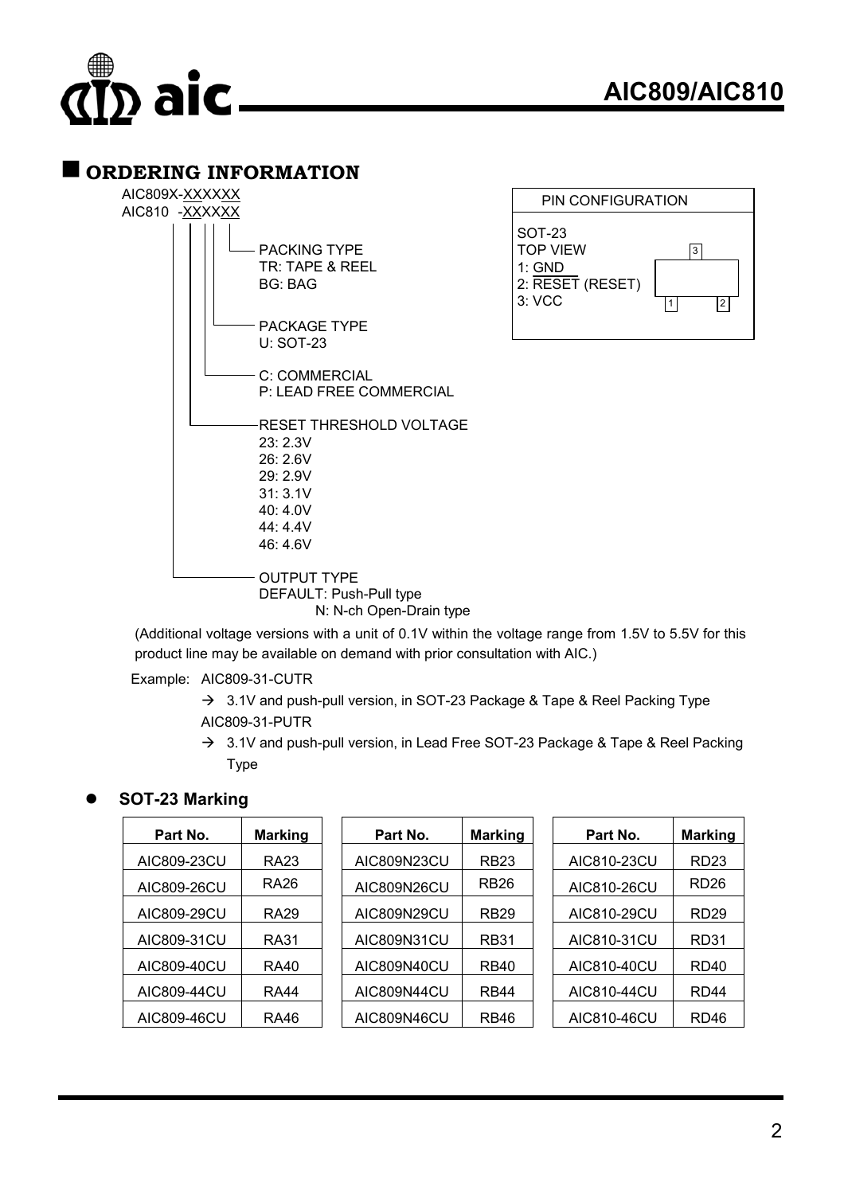## ORDERING INFORMATION

AIC809X-XXXXXX
AIC810 -XXXXXX

- PACKING TYPE
  - TR: TAPE & REEL
  - BG: BAG
- PACKAGE TYPE
  - U: SOT-23
- C: COMMERCIAL
- P: LEAD FREE COMMERCIAL
- RESET THRESHOLD VOLTAGE
  - 23: 2.3V
  - 26: 2.6V
  - 29: 2.9V
  - 31: 3.1V
  - 40: 4.0V
  - 44: 4.4V
  - 46: 4.6V
- OUTPUT TYPE
  - DEFAULT: Push-Pull type
  - N: N-ch Open-Drain type

| PIN CONFIGURATION |
|---|
| SOT-23 TOP VIEW<br>1: GND<br>2: RESET (RESET)<br>3: VCC |

(Additional voltage versions with a unit of 0.1V within the voltage range from 1.5V to 5.5V for this product line may be available on demand with prior consultation with AIC.)

Example: AIC809-31-CUTR

→ 3.1V and push-pull version, in SOT-23 Package & Tape & Reel Packing Type

AIC809-31-PUTR

→ 3.1V and push-pull version, in Lead Free SOT-23 Package & Tape & Reel Packing Type

- **SOT-23 Marking**

| Part No. | Marking |
|---|---|
| AIC809-23CU | RA23 |
| AIC809-26CU | RA26 |
| AIC809-29CU | RA29 |
| AIC809-31CU | RA31 |
| AIC809-40CU | RA40 |
| AIC809-44CU | RA44 |
| AIC809-46CU | RA46 |

| Part No. | Marking |
|---|---|
| AIC809N23CU | RB23 |
| AIC809N26CU | RB26 |
| AIC809N29CU | RB29 |
| AIC809N31CU | RB31 |
| AIC809N40CU | RB40 |
| AIC809N44CU | RB44 |
| AIC809N46CU | RB46 |

| Part No. | Marking |
|---|---|
| AIC810-23CU | RD23 |
| AIC810-26CU | RD26 |
| AIC810-29CU | RD29 |
| AIC810-31CU | RD31 |
| AIC810-40CU | RD40 |
| AIC810-44CU | RD44 |
| AIC810-46CU | RD46 |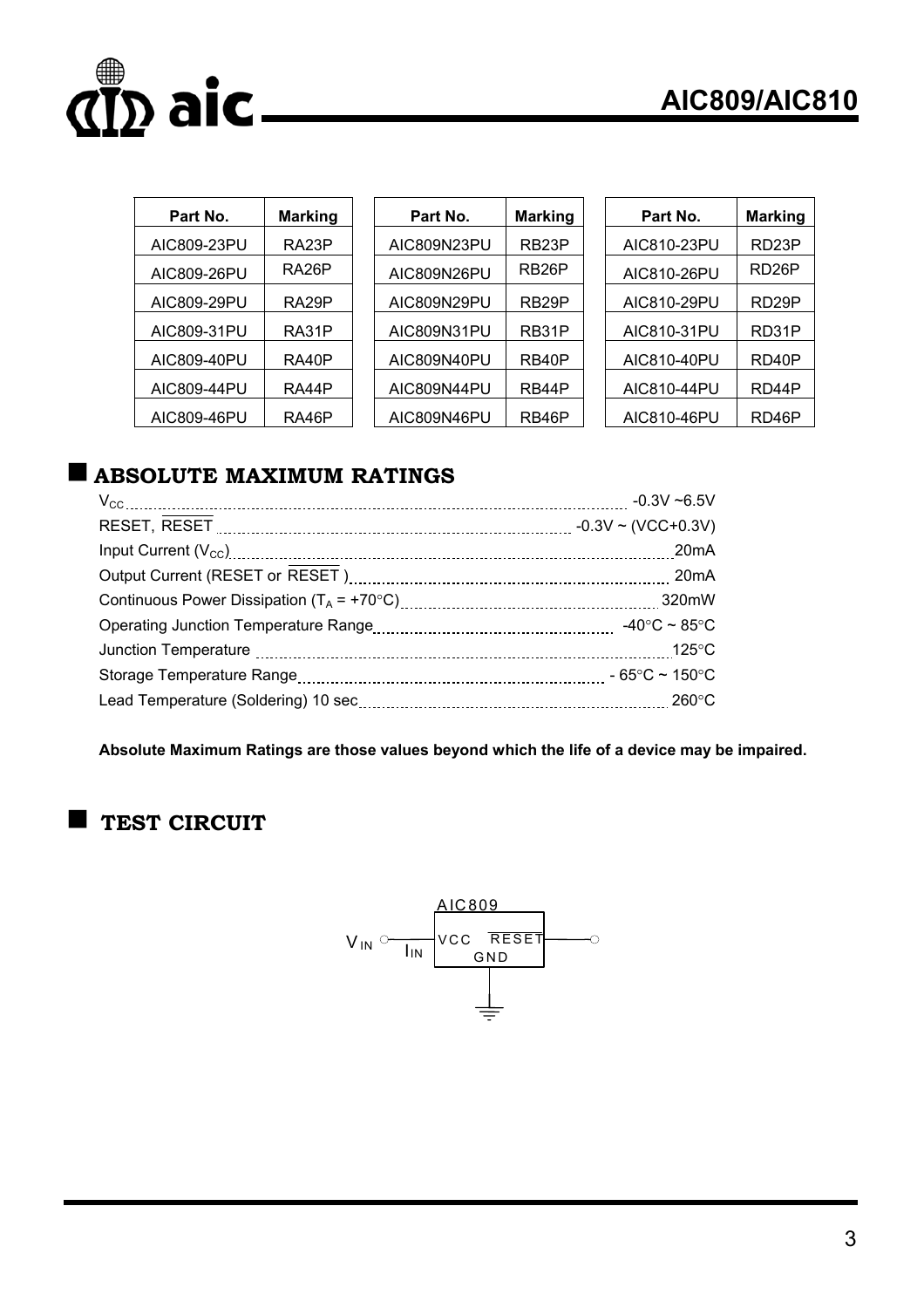| Part No. | Marking |
|---|---|
| AIC809-23PU | RA23P |
| AIC809-26PU | RA26P |
| AIC809-29PU | RA29P |
| AIC809-31PU | RA31P |
| AIC809-40PU | RA40P |
| AIC809-44PU | RA44P |
| AIC809-46PU | RA46P |

| Part No. | Marking |
|---|---|
| AIC809N23PU | RB23P |
| AIC809N26PU | RB26P |
| AIC809N29PU | RB29P |
| AIC809N31PU | RB31P |
| AIC809N40PU | RB40P |
| AIC809N44PU | RB44P |
| AIC809N46PU | RB46P |

| Part No. | Marking |
|---|---|
| AIC810-23PU | RD23P |
| AIC810-26PU | RD26P |
| AIC810-29PU | RD29P |
| AIC810-31PU | RD31P |
| AIC810-40PU | RD40P |
| AIC810-44PU | RD44P |
| AIC810-46PU | RD46P |

## ■ ABSOLUTE MAXIMUM RATINGS

$V_{CC}$ .......... -0.3V ~6.5V

RESET, $\overline{RESET}$ .......... -0.3V ~ (VCC+0.3V)

Input Current ($V_{CC}$) .......... 20mA

Output Current (RESET or $\overline{RESET}$ ) .......... 20mA

Continuous Power Dissipation ($T_A$ = +70°C) .......... 320mW

Operating Junction Temperature Range .......... -40°C ~ 85°C

Junction Temperature .......... 125°C

Storage Temperature Range .......... - 65°C ~ 150°C

Lead Temperature (Soldering) 10 sec .......... 260°C

**Absolute Maximum Ratings are those values beyond which the life of a device may be impaired.**

## ■ TEST CIRCUIT

AIC809

$V_{IN}$ — $I_{IN}$ — VCC $\overline{RESET}$ — GND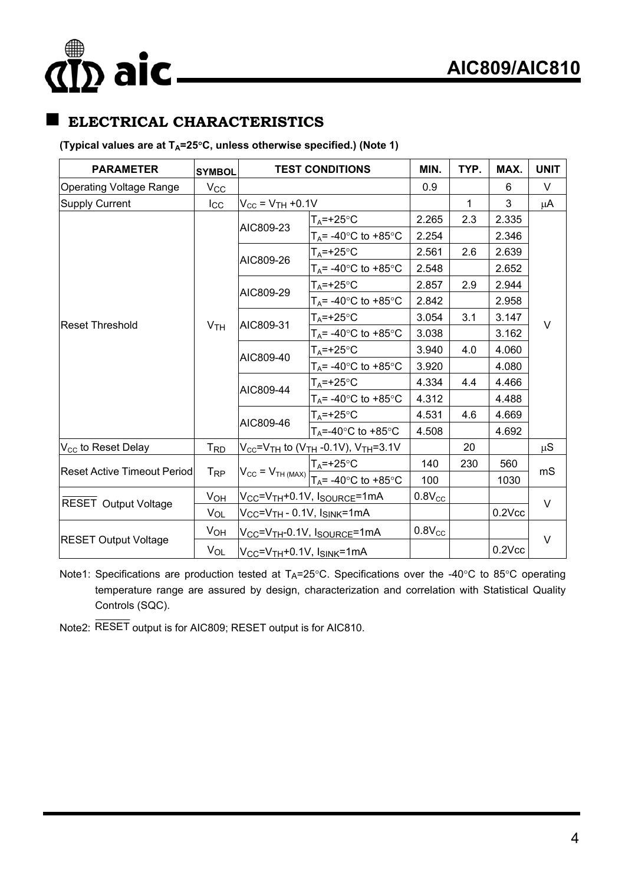## ELECTRICAL CHARACTERISTICS

**(Typical values are at $T_A$=25°C, unless otherwise specified.) (Note 1)**

| PARAMETER | SYMBOL | TEST CONDITIONS | | MIN. | TYP. | MAX. | UNIT |
|---|---|---|---|---|---|---|---|
| Operating Voltage Range | $V_{CC}$ | | | 0.9 | | 6 | V |
| Supply Current | $I_{CC}$ | $V_{CC} = V_{TH}$ +0.1V | | | 1 | 3 | μA |
| Reset Threshold | $V_{TH}$ | AIC809-23 | $T_A$=+25°C | 2.265 | 2.3 | 2.335 | V |
| | | | $T_A$= -40°C to +85°C | 2.254 | | 2.346 | |
| | | AIC809-26 | $T_A$=+25°C | 2.561 | 2.6 | 2.639 | |
| | | | $T_A$= -40°C to +85°C | 2.548 | | 2.652 | |
| | | AIC809-29 | $T_A$=+25°C | 2.857 | 2.9 | 2.944 | |
| | | | $T_A$= -40°C to +85°C | 2.842 | | 2.958 | |
| | | AIC809-31 | $T_A$=+25°C | 3.054 | 3.1 | 3.147 | |
| | | | $T_A$= -40°C to +85°C | 3.038 | | 3.162 | |
| | | AIC809-40 | $T_A$=+25°C | 3.940 | 4.0 | 4.060 | |
| | | | $T_A$= -40°C to +85°C | 3.920 | | 4.080 | |
| | | AIC809-44 | $T_A$=+25°C | 4.334 | 4.4 | 4.466 | |
| | | | $T_A$= -40°C to +85°C | 4.312 | | 4.488 | |
| | | AIC809-46 | $T_A$=+25°C | 4.531 | 4.6 | 4.669 | |
| | | | $T_A$=-40°C to +85°C | 4.508 | | 4.692 | |
| $V_{CC}$ to Reset Delay | $T_{RD}$ | $V_{CC}=V_{TH}$ to ($V_{TH}$ -0.1V), $V_{TH}$=3.1V | | | 20 | | μS |
| Reset Active Timeout Period | $T_{RP}$ | $V_{CC} = V_{TH\,(MAX)}$ | $T_A$=+25°C | 140 | 230 | 560 | mS |
| | | | $T_A$= -40°C to +85°C | 100 | | 1030 | |
| $\overline{RESET}$ Output Voltage | $V_{OH}$ | $V_{CC}=V_{TH}$+0.1V, $I_{SOURCE}$=1mA | | $0.8V_{CC}$ | | | V |
| | $V_{OL}$ | $V_{CC}=V_{TH}$ - 0.1V, $I_{SINK}$=1mA | | | | 0.2Vcc | |
| RESET Output Voltage | $V_{OH}$ | $V_{CC}=V_{TH}$-0.1V, $I_{SOURCE}$=1mA | | $0.8V_{CC}$ | | | V |
| | $V_{OL}$ | $V_{CC}=V_{TH}$+0.1V, $I_{SINK}$=1mA | | | | 0.2Vcc | |

Note1: Specifications are production tested at $T_A$=25°C. Specifications over the -40°C to 85°C operating temperature range are assured by design, characterization and correlation with Statistical Quality Controls (SQC).

Note2: $\overline{RESET}$ output is for AIC809; RESET output is for AIC810.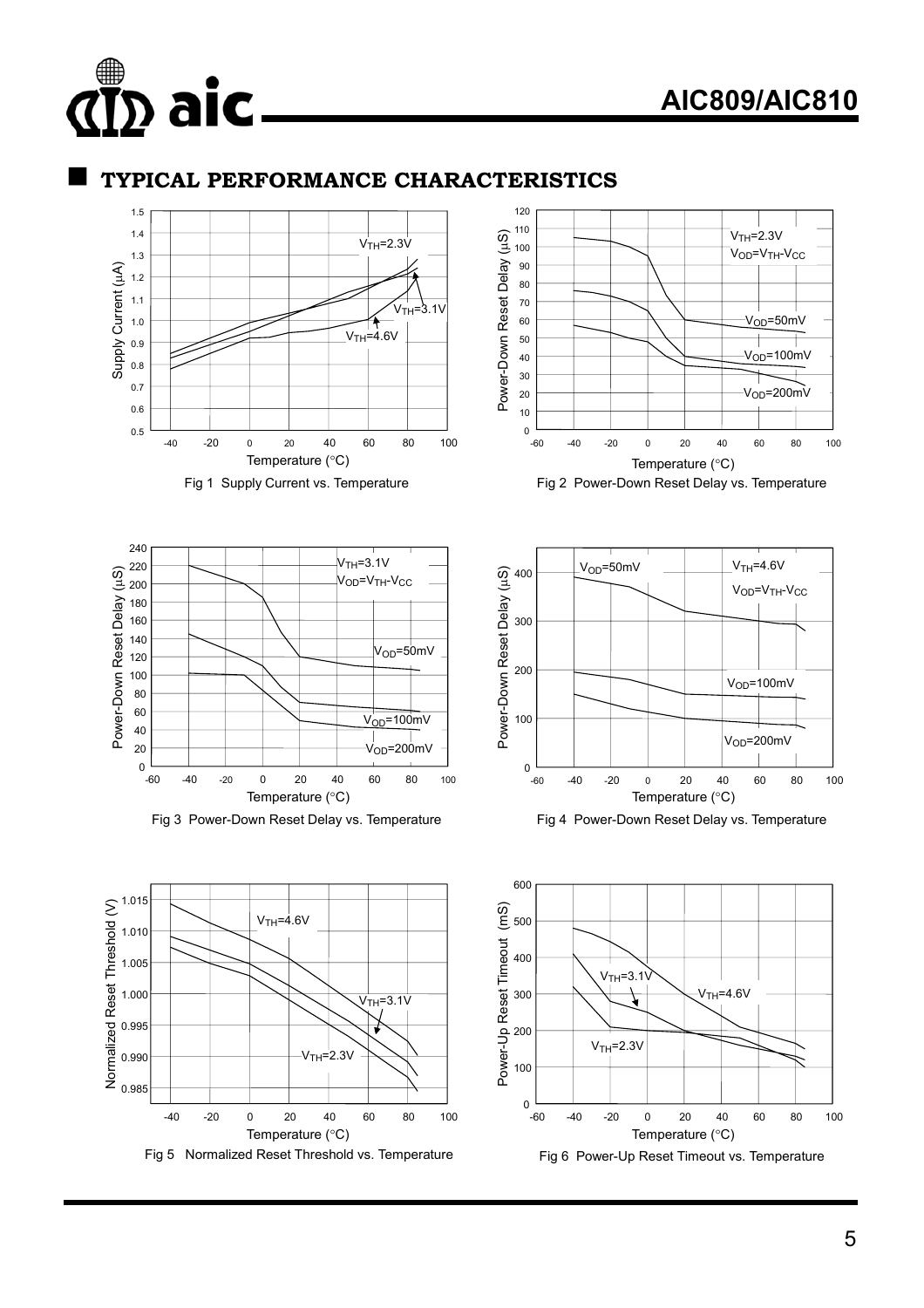## TYPICAL PERFORMANCE CHARACTERISTICS

Fig 1 Supply Current vs. Temperature

Fig 2 Power-Down Reset Delay vs. Temperature

Fig 3 Power-Down Reset Delay vs. Temperature

Fig 4 Power-Down Reset Delay vs. Temperature

Fig 5 Normalized Reset Threshold vs. Temperature

Fig 6 Power-Up Reset Timeout vs. Temperature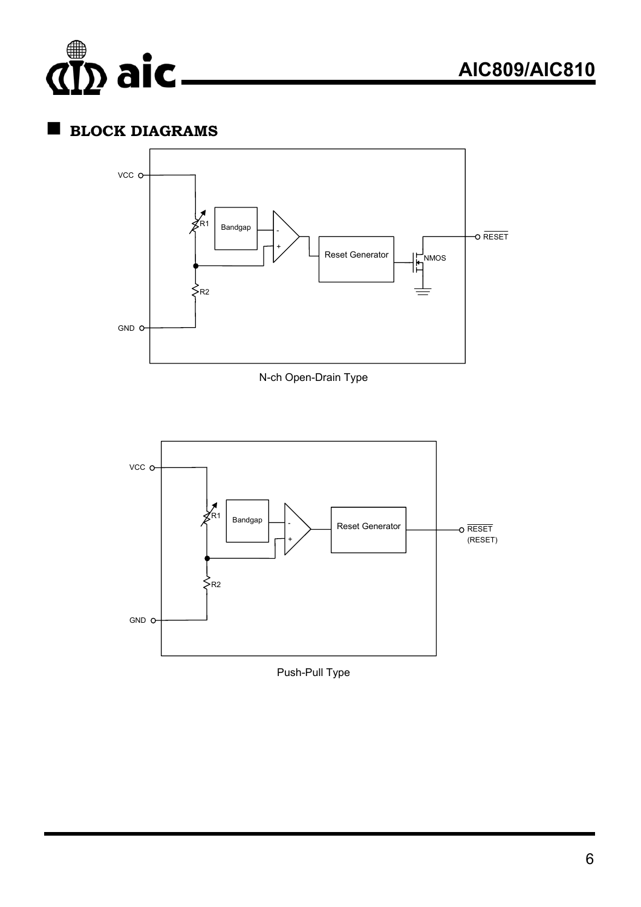## BLOCK DIAGRAMS

N-ch Open-Drain Type

Push-Pull Type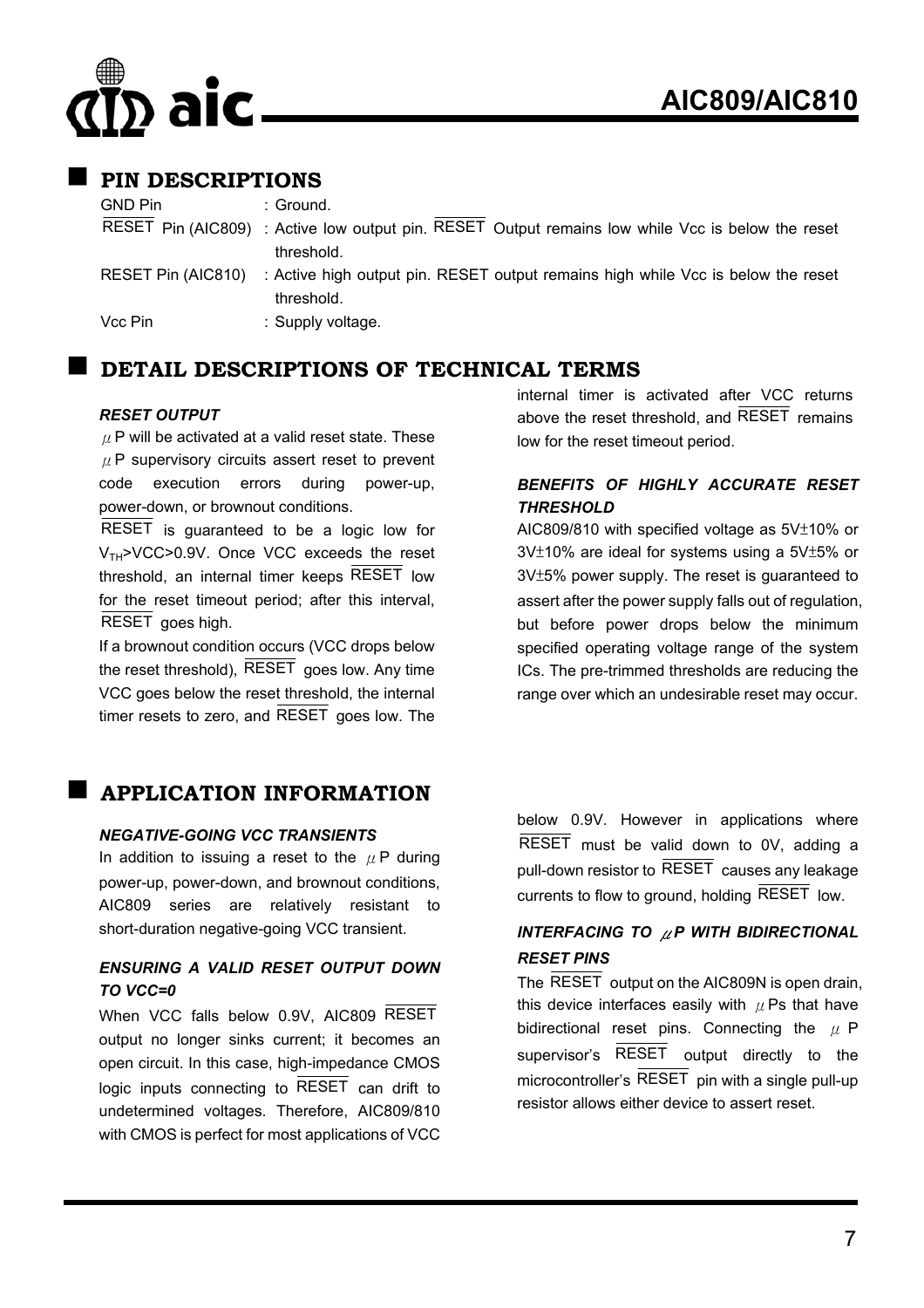## PIN DESCRIPTIONS

| | |
|---|---|
| GND Pin | : Ground. |
| $\overline{\text{RESET}}$ Pin (AIC809) | : Active low output pin. $\overline{\text{RESET}}$ Output remains low while Vcc is below the reset threshold. |
| RESET Pin (AIC810) | : Active high output pin. RESET output remains high while Vcc is below the reset threshold. |
| Vcc Pin | : Supply voltage. |

## DETAIL DESCRIPTIONS OF TECHNICAL TERMS

### *RESET OUTPUT*

μP will be activated at a valid reset state. These μP supervisory circuits assert reset to prevent code execution errors during power-up, power-down, or brownout conditions.

$\overline{\text{RESET}}$ is guaranteed to be a logic low for $V_{TH}$>VCC>0.9V. Once VCC exceeds the reset threshold, an internal timer keeps $\overline{\text{RESET}}$ low for the reset timeout period; after this interval, $\overline{\text{RESET}}$ goes high.

If a brownout condition occurs (VCC drops below the reset threshold), $\overline{\text{RESET}}$ goes low. Any time VCC goes below the reset threshold, the internal timer resets to zero, and $\overline{\text{RESET}}$ goes low. The internal timer is activated after VCC returns above the reset threshold, and $\overline{\text{RESET}}$ remains low for the reset timeout period.

### *BENEFITS OF HIGHLY ACCURATE RESET THRESHOLD*

AIC809/810 with specified voltage as 5V±10% or 3V±10% are ideal for systems using a 5V±5% or 3V±5% power supply. The reset is guaranteed to assert after the power supply falls out of regulation, but before power drops below the minimum specified operating voltage range of the system ICs. The pre-trimmed thresholds are reducing the range over which an undesirable reset may occur.

## APPLICATION INFORMATION

### *NEGATIVE-GOING VCC TRANSIENTS*

In addition to issuing a reset to the μP during power-up, power-down, and brownout conditions, AIC809 series are relatively resistant to short-duration negative-going VCC transient.

### *ENSURING A VALID RESET OUTPUT DOWN TO VCC=0*

When VCC falls below 0.9V, AIC809 $\overline{\text{RESET}}$ output no longer sinks current; it becomes an open circuit. In this case, high-impedance CMOS logic inputs connecting to $\overline{\text{RESET}}$ can drift to undetermined voltages. Therefore, AIC809/810 with CMOS is perfect for most applications of VCC below 0.9V. However in applications where $\overline{\text{RESET}}$ must be valid down to 0V, adding a pull-down resistor to $\overline{\text{RESET}}$ causes any leakage currents to flow to ground, holding $\overline{\text{RESET}}$ low.

### *INTERFACING TO μP WITH BIDIRECTIONAL RESET PINS*

The $\overline{\text{RESET}}$ output on the AIC809N is open drain, this device interfaces easily with μPs that have bidirectional reset pins. Connecting the μP supervisor's $\overline{\text{RESET}}$ output directly to the microcontroller's $\overline{\text{RESET}}$ pin with a single pull-up resistor allows either device to assert reset.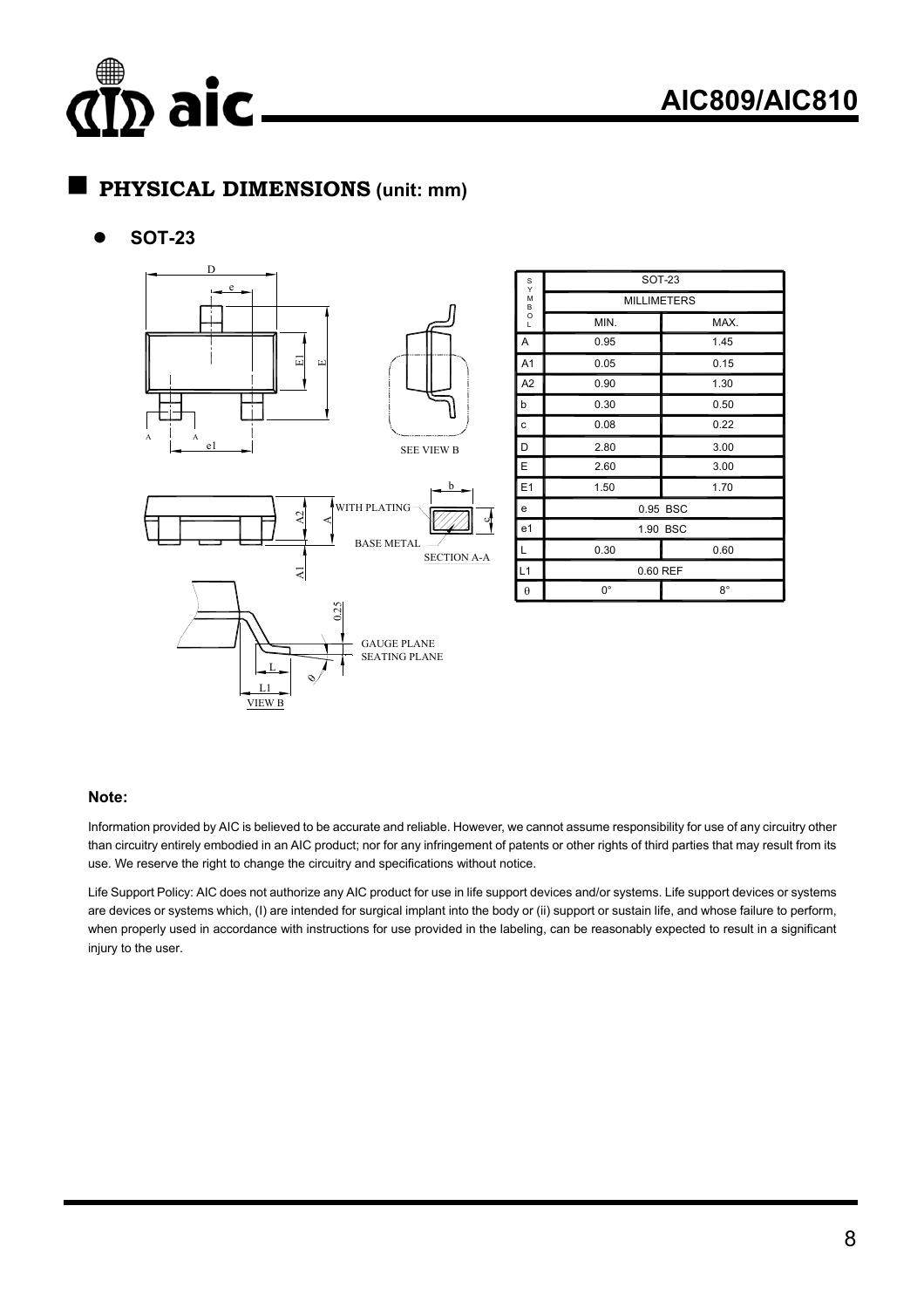## PHYSICAL DIMENSIONS (unit: mm)

- **SOT-23**

| SYMBOL | SOT-23 | |
|---|---|---|
| | MILLIMETERS | |
| | MIN. | MAX. |
| A | 0.95 | 1.45 |
| A1 | 0.05 | 0.15 |
| A2 | 0.90 | 1.30 |
| b | 0.30 | 0.50 |
| c | 0.08 | 0.22 |
| D | 2.80 | 3.00 |
| E | 2.60 | 3.00 |
| E1 | 1.50 | 1.70 |
| e | 0.95 BSC | |
| e1 | 1.90 BSC | |
| L | 0.30 | 0.60 |
| L1 | 0.60 REF | |
| θ | 0° | 8° |

D
e
E1
E
A
A
e1
SEE VIEW B
b
WITH PLATING
c
BASE METAL
SECTION A-A
A2
A
A1
0.25
GAUGE PLANE
SEATING PLANE
L
θ
L1
VIEW B

**Note:**

Information provided by AIC is believed to be accurate and reliable. However, we cannot assume responsibility for use of any circuitry other than circuitry entirely embodied in an AIC product; nor for any infringement of patents or other rights of third parties that may result from its use. We reserve the right to change the circuitry and specifications without notice.

Life Support Policy: AIC does not authorize any AIC product for use in life support devices and/or systems. Life support devices or systems are devices or systems which, (I) are intended for surgical implant into the body or (ii) support or sustain life, and whose failure to perform, when properly used in accordance with instructions for use provided in the labeling, can be reasonably expected to result in a significant injury to the user.